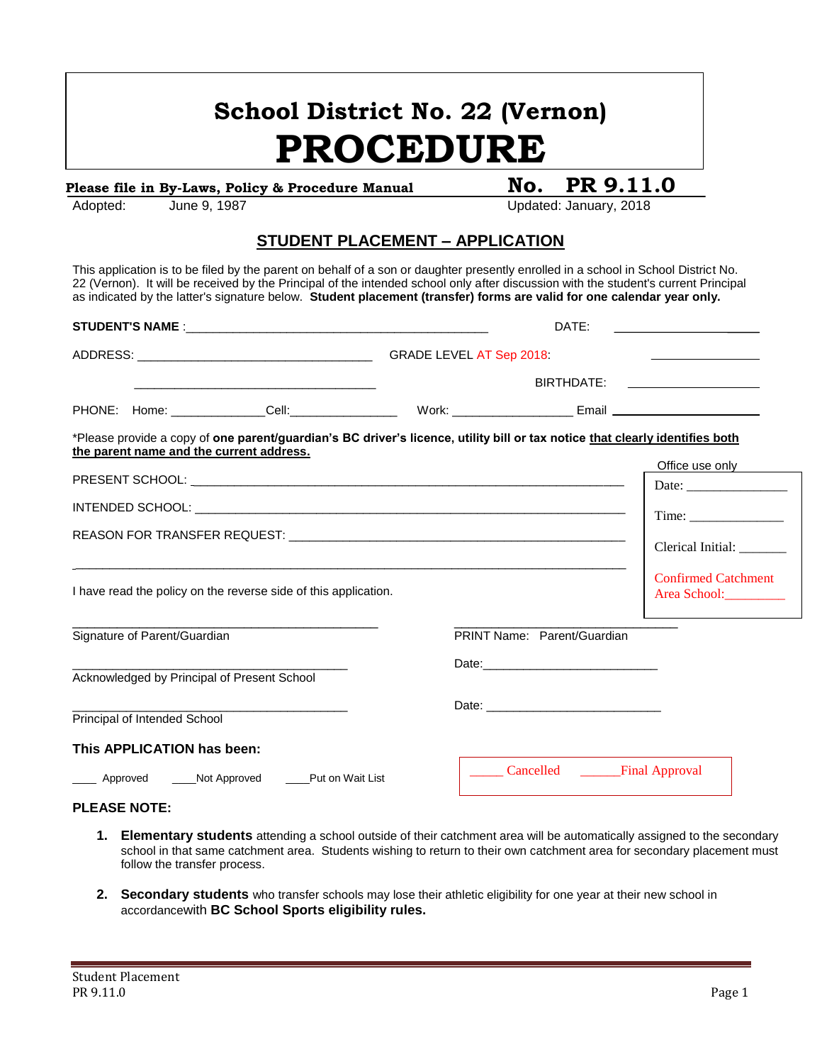# School District No. 22 (Vernon)

# PROCEDURE

**Please file in By-Laws, Policy & Procedure Manual** **No. PR 9.11.0**

Adopted: June 9, 1987 Updated: January, 2018

## STUDENT PLACEMENT – APPLICATION

This application is to be filed by the parent on behalf of a son or daughter presently enrolled in a school in School District No. 22 (Vernon). It will be received by the Principal of the intended school only after discussion with the student's current Principal as indicated by the latter's signature below. **Student placement (transfer) forms are valid for one calendar year only.**

**STUDENT'S NAME** :_____________________________________________ DATE: ____________________

ADDRESS: ___________________________________ GRADE LEVEL AT Sep 2018: ________________

___________________________________ BIRTHDATE: ____________________

PHONE: Home: ______________Cell:________________ Work: __________________ Email ____________________

*Please provide a copy of **one parent/guardian's BC driver's licence, utility bill or tax notice** **that clearly identifies both the parent name and the current address.**

PRESENT SCHOOL: ________________________________________________________________

INTENDED SCHOOL: ________________________________________________________________

REASON FOR TRANSFER REQUEST: __________________________________________________

_______________________________________________________________________________

I have read the policy on the reverse side of this application.

Office use only

Date: _______________

Time: ______________

Clerical Initial: _______

Confirmed Catchment Area School:_________

_____________________________________________
Signature of Parent/Guardian

_________________________________
PRINT Name: Parent/Guardian

_________________________________________
Acknowledged by Principal of Present School

Date:__________________________

_________________________________________
Principal of Intended School

Date: __________________________

**This APPLICATION has been:**

____ Approved ____Not Approved ____Put on Wait List

_____ Cancelled ______Final Approval

**PLEASE NOTE:**

1. **Elementary students** attending a school outside of their catchment area will be automatically assigned to the secondary school in that same catchment area. Students wishing to return to their own catchment area for secondary placement must follow the transfer process.

2. **Secondary students** who transfer schools may lose their athletic eligibility for one year at their new school in accordancewith **BC School Sports eligibility rules.**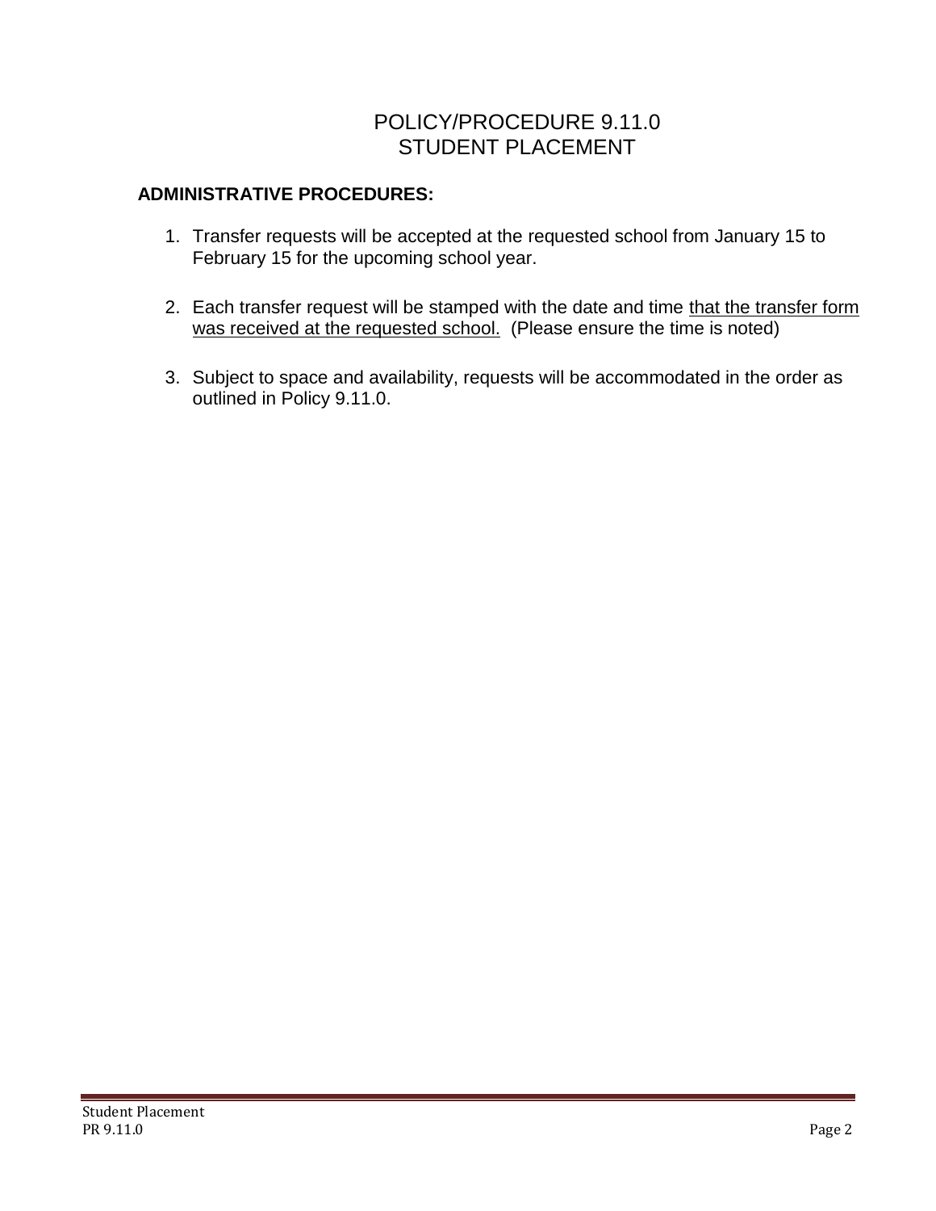# POLICY/PROCEDURE 9.11.0
# STUDENT PLACEMENT

**ADMINISTRATIVE PROCEDURES:**

1. Transfer requests will be accepted at the requested school from January 15 to February 15 for the upcoming school year.

2. Each transfer request will be stamped with the date and time that the transfer form was received at the requested school. (Please ensure the time is noted)

3. Subject to space and availability, requests will be accommodated in the order as outlined in Policy 9.11.0.